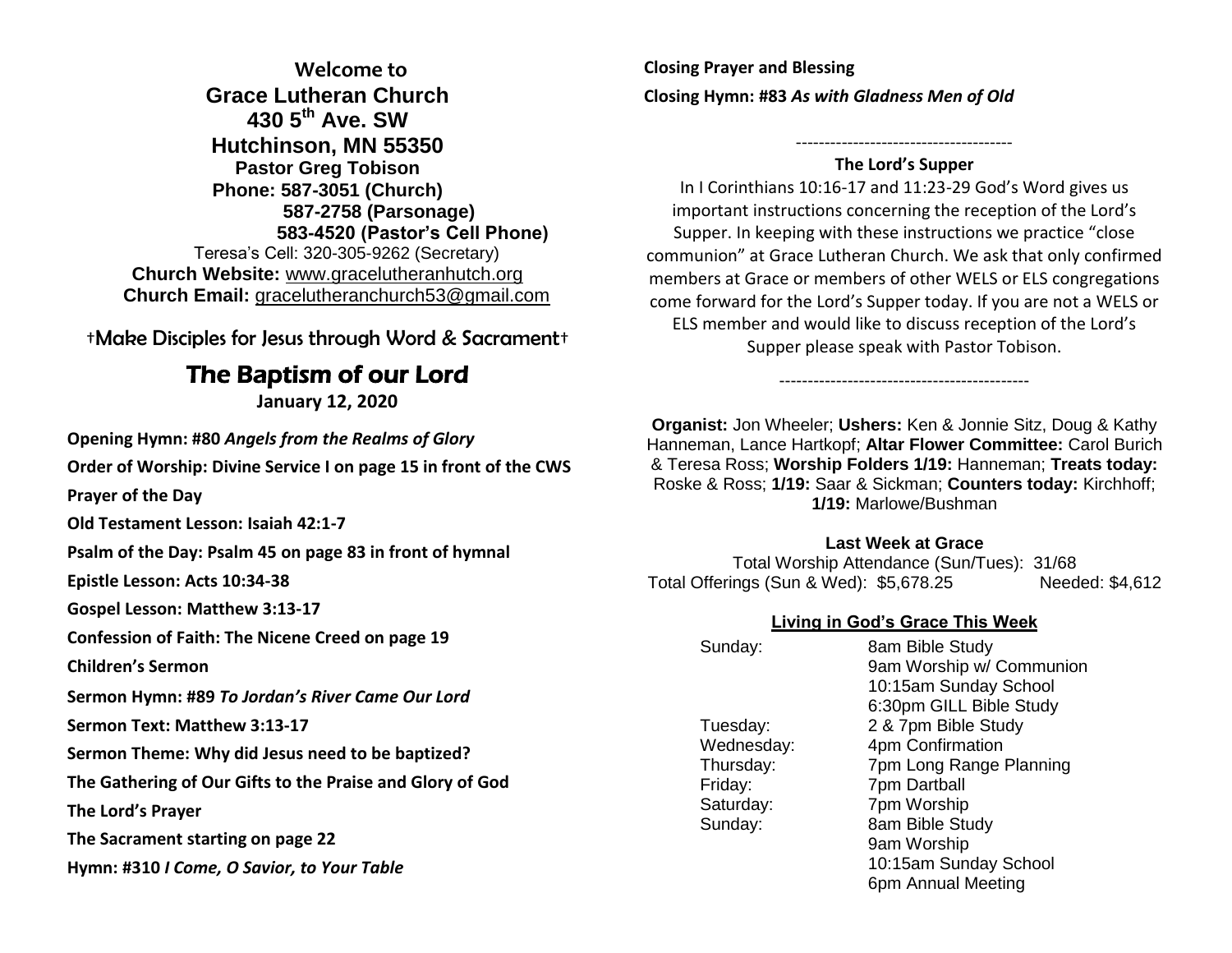**Welcome to**

# Grace Lutheran Church

**430 5th Ave. SW**

**Hutchinson, MN 55350**

**Pastor Greg Tobison**

**Phone: 587-3051 (Church)**

**587-2758 (Parsonage)**

**583-4520 (Pastor's Cell Phone)**

Teresa's Cell: 320-305-9262 (Secretary)

**Church Website:** www.gracelutheranhutch.org

**Church Email:** gracelutheranchurch53@gmail.com

†Make Disciples for Jesus through Word & Sacrament†

## The Baptism of our Lord

**January 12, 2020**

**Opening Hymn: #80** ***Angels from the Realms of Glory***

**Order of Worship: Divine Service I on page 15 in front of the CWS**

**Prayer of the Day**

**Old Testament Lesson: Isaiah 42:1-7**

**Psalm of the Day: Psalm 45 on page 83 in front of hymnal**

**Epistle Lesson: Acts 10:34-38**

**Gospel Lesson: Matthew 3:13-17**

**Confession of Faith: The Nicene Creed on page 19**

**Children's Sermon**

**Sermon Hymn: #89** ***To Jordan's River Came Our Lord***

**Sermon Text: Matthew 3:13-17**

**Sermon Theme: Why did Jesus need to be baptized?**

**The Gathering of Our Gifts to the Praise and Glory of God**

**The Lord's Prayer**

**The Sacrament starting on page 22**

**Hymn: #310** ***I Come, O Savior, to Your Table***

**Closing Prayer and Blessing**

**Closing Hymn: #83** ***As with Gladness Men of Old***

--------------------------------------

**The Lord's Supper**

In I Corinthians 10:16-17 and 11:23-29 God's Word gives us important instructions concerning the reception of the Lord's Supper. In keeping with these instructions we practice "close communion" at Grace Lutheran Church. We ask that only confirmed members at Grace or members of other WELS or ELS congregations come forward for the Lord's Supper today. If you are not a WELS or ELS member and would like to discuss reception of the Lord's Supper please speak with Pastor Tobison.

--------------------------------------------

**Organist:** Jon Wheeler; **Ushers:** Ken & Jonnie Sitz, Doug & Kathy Hanneman, Lance Hartkopf; **Altar Flower Committee:** Carol Burich & Teresa Ross; **Worship Folders 1/19:** Hanneman; **Treats today:** Roske & Ross; **1/19:** Saar & Sickman; **Counters today:** Kirchhoff; **1/19:** Marlowe/Bushman

**Last Week at Grace**

Total Worship Attendance (Sun/Tues): 31/68

Total Offerings (Sun & Wed): $5,678.25 Needed: $4,612

**Living in God's Grace This Week**

| | |
|---|---|
| Sunday: | 8am Bible Study |
| | 9am Worship w/ Communion |
| | 10:15am Sunday School |
| | 6:30pm GILL Bible Study |
| Tuesday: | 2 & 7pm Bible Study |
| Wednesday: | 4pm Confirmation |
| Thursday: | 7pm Long Range Planning |
| Friday: | 7pm Dartball |
| Saturday: | 7pm Worship |
| Sunday: | 8am Bible Study |
| | 9am Worship |
| | 10:15am Sunday School |
| | 6pm Annual Meeting |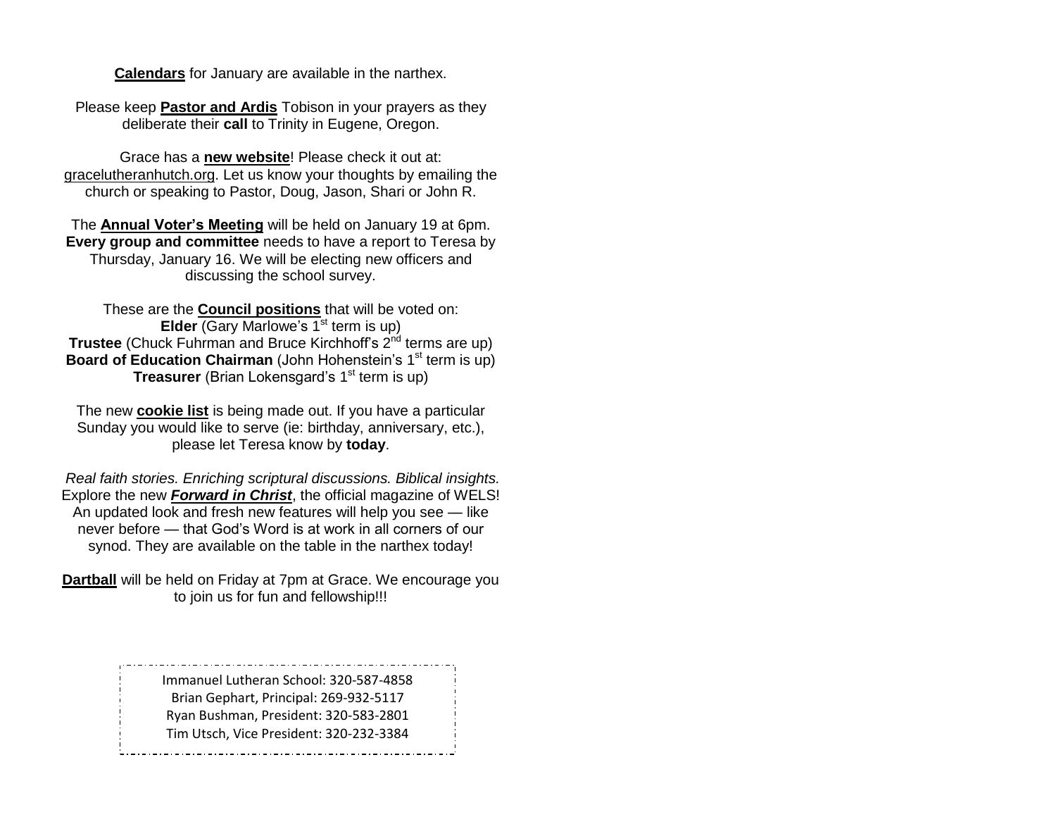**Calendars** for January are available in the narthex.

Please keep **Pastor and Ardis** Tobison in your prayers as they deliberate their **call** to Trinity in Eugene, Oregon.

Grace has a **new website**! Please check it out at: gracelutheranhutch.org. Let us know your thoughts by emailing the church or speaking to Pastor, Doug, Jason, Shari or John R.

The **Annual Voter's Meeting** will be held on January 19 at 6pm. **Every group and committee** needs to have a report to Teresa by Thursday, January 16. We will be electing new officers and discussing the school survey.

These are the **Council positions** that will be voted on:
**Elder** (Gary Marlowe's 1st term is up)
**Trustee** (Chuck Fuhrman and Bruce Kirchhoff's 2nd terms are up)
**Board of Education Chairman** (John Hohenstein's 1st term is up)
**Treasurer** (Brian Lokensgard's 1st term is up)

The new **cookie list** is being made out. If you have a particular Sunday you would like to serve (ie: birthday, anniversary, etc.), please let Teresa know by **today**.

*Real faith stories. Enriching scriptural discussions. Biblical insights.* Explore the new ***Forward in Christ***, the official magazine of WELS! An updated look and fresh new features will help you see — like never before — that God's Word is at work in all corners of our synod. They are available on the table in the narthex today!

**Dartball** will be held on Friday at 7pm at Grace. We encourage you to join us for fun and fellowship!!!

Immanuel Lutheran School: 320-587-4858
Brian Gephart, Principal: 269-932-5117
Ryan Bushman, President: 320-583-2801
Tim Utsch, Vice President: 320-232-3384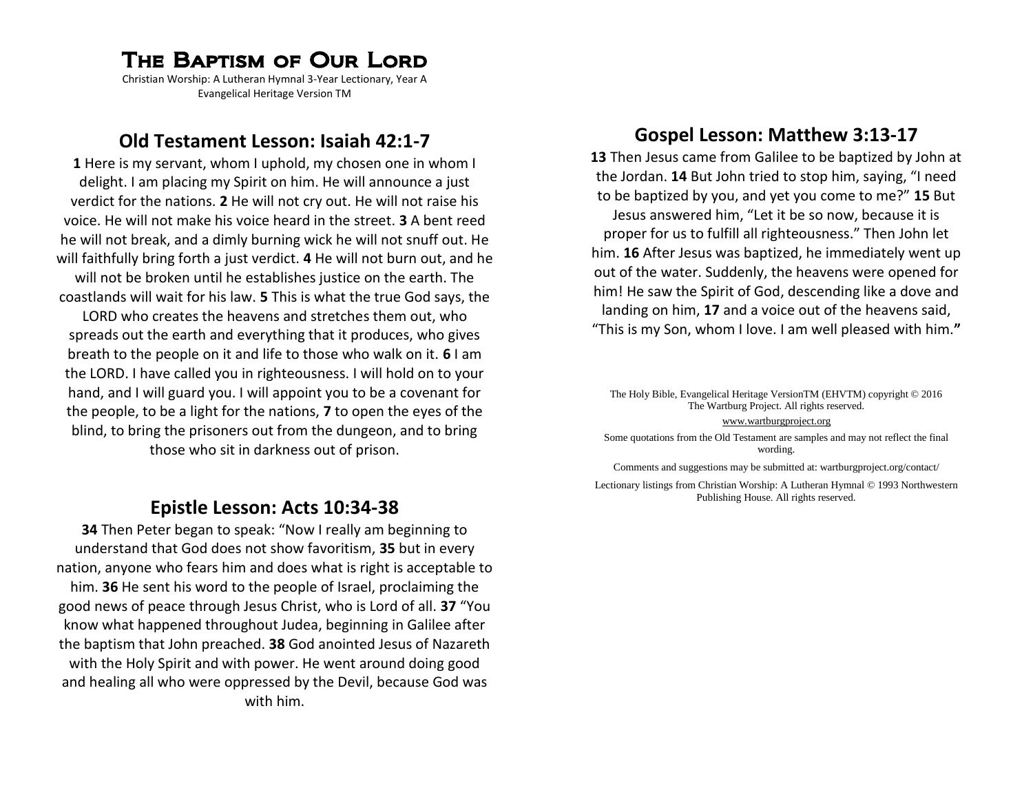# The Baptism of Our Lord

Christian Worship: A Lutheran Hymnal 3-Year Lectionary, Year A
Evangelical Heritage Version TM

## Old Testament Lesson: Isaiah 42:1-7

**1** Here is my servant, whom I uphold, my chosen one in whom I delight. I am placing my Spirit on him. He will announce a just verdict for the nations. **2** He will not cry out. He will not raise his voice. He will not make his voice heard in the street. **3** A bent reed he will not break, and a dimly burning wick he will not snuff out. He will faithfully bring forth a just verdict. **4** He will not burn out, and he will not be broken until he establishes justice on the earth. The coastlands will wait for his law. **5** This is what the true God says, the LORD who creates the heavens and stretches them out, who spreads out the earth and everything that it produces, who gives breath to the people on it and life to those who walk on it. **6** I am the LORD. I have called you in righteousness. I will hold on to your hand, and I will guard you. I will appoint you to be a covenant for the people, to be a light for the nations, **7** to open the eyes of the blind, to bring the prisoners out from the dungeon, and to bring those who sit in darkness out of prison.

## Epistle Lesson: Acts 10:34-38

**34** Then Peter began to speak: "Now I really am beginning to understand that God does not show favoritism, **35** but in every nation, anyone who fears him and does what is right is acceptable to him. **36** He sent his word to the people of Israel, proclaiming the good news of peace through Jesus Christ, who is Lord of all. **37** "You know what happened throughout Judea, beginning in Galilee after the baptism that John preached. **38** God anointed Jesus of Nazareth with the Holy Spirit and with power. He went around doing good and healing all who were oppressed by the Devil, because God was with him.

## Gospel Lesson: Matthew 3:13-17

**13** Then Jesus came from Galilee to be baptized by John at the Jordan. **14** But John tried to stop him, saying, "I need to be baptized by you, and yet you come to me?" **15** But Jesus answered him, "Let it be so now, because it is proper for us to fulfill all righteousness." Then John let him. **16** After Jesus was baptized, he immediately went up out of the water. Suddenly, the heavens were opened for him! He saw the Spirit of God, descending like a dove and landing on him, **17** and a voice out of the heavens said, "This is my Son, whom I love. I am well pleased with him."

The Holy Bible, Evangelical Heritage VersionTM (EHVTM) copyright © 2016 The Wartburg Project. All rights reserved.

www.wartburgproject.org

Some quotations from the Old Testament are samples and may not reflect the final wording.

Comments and suggestions may be submitted at: wartburgproject.org/contact/

Lectionary listings from Christian Worship: A Lutheran Hymnal © 1993 Northwestern Publishing House. All rights reserved.